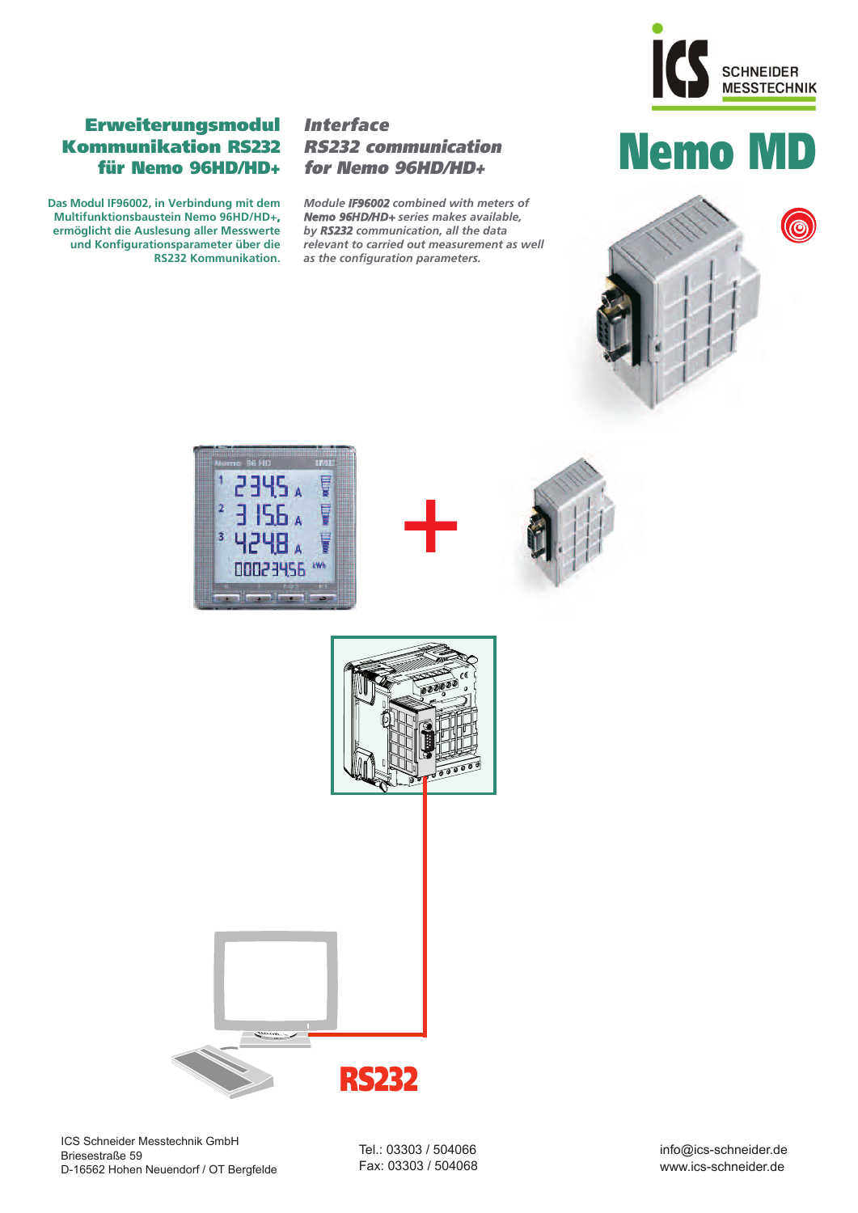ICS SCHNEIDER MESSTECHNIK

# Nemo MD

## Erweiterungsmodul Kommunikation RS232 für Nemo 96HD/HD+

Das Modul IF96002, in Verbindung mit dem Multifunktionsbaustein Nemo 96HD/HD+, ermöglicht die Auslesung aller Messwerte und Konfigurationsparameter über die RS232 Kommunikation.

## *Interface RS232 communication for Nemo 96HD/HD+*

*Module **IF96002** combined with meters of **Nemo 96HD/HD+** series makes available, by **RS232** communication, all the data relevant to carried out measurement as well as the configuration parameters.*

RS232

ICS Schneider Messtechnik GmbH
Briesestraße 59
D-16562 Hohen Neuendorf / OT Bergfelde

Tel.: 03303 / 504066
Fax: 03303 / 504068

info@ics-schneider.de
www.ics-schneider.de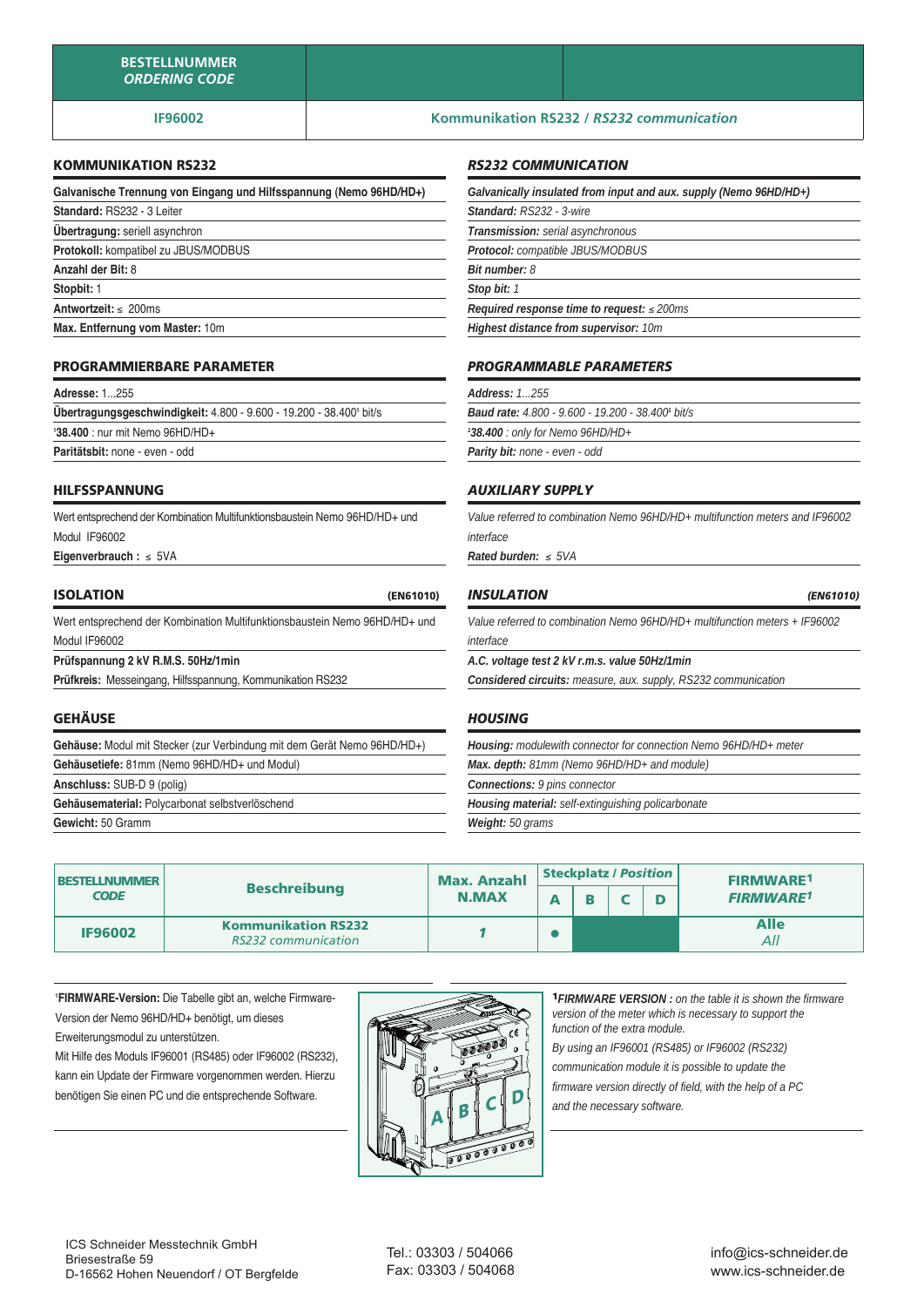| BESTELLNUMMER *ORDERING CODE* | | |
|---|---|---|
| IF96002 | Kommunikation RS232 / *RS232 communication* | |

## KOMMUNIKATION RS232

**Galvanische Trennung von Eingang und Hilfsspannung (Nemo 96HD/HD+)**
**Standard:** RS232 - 3 Leiter
**Übertragung:** seriell asynchron
**Protokoll:** kompatibel zu JBUS/MODBUS
**Anzahl der Bit:** 8
**Stopbit:** 1
**Antwortzeit:** ≤ 200ms
**Max. Entfernung vom Master:** 10m

## PROGRAMMIERBARE PARAMETER

**Adresse:** 1...255
**Übertragungsgeschwindigkeit:** 4.800 - 9.600 - 19.200 - 38.400[1] bit/s
[1]**38.400** : nur mit Nemo 96HD/HD+
**Paritätsbit:** none - even - odd

## HILFSSPANNUNG

Wert entsprechend der Kombination Multifunktionsbaustein Nemo 96HD/HD+ und Modul IF96002
**Eigenverbrauch :** ≤ 5VA

## ISOLATION (EN61010)

Wert entsprechend der Kombination Multifunktionsbaustein Nemo 96HD/HD+ und Modul IF96002
**Prüfspannung 2 kV R.M.S. 50Hz/1min**
**Prüfkreis:** Messeingang, Hilfsspannung, Kommunikation RS232

## GEHÄUSE

**Gehäuse:** Modul mit Stecker (zur Verbindung mit dem Gerät Nemo 96HD/HD+)
**Gehäusetiefe:** 81mm (Nemo 96HD/HD+ und Modul)
**Anschluss:** SUB-D 9 (polig)
**Gehäusematerial:** Polycarbonat selbstverlöschend
**Gewicht:** 50 Gramm

## *RS232 COMMUNICATION*

***Galvanically insulated from input and aux. supply (Nemo 96HD/HD+)***
***Standard:*** *RS232 - 3-wire*
***Transmission:*** *serial asynchronous*
***Protocol:*** *compatible JBUS/MODBUS*
***Bit number:*** *8*
***Stop bit:*** *1*
***Required response time to request:*** *≤ 200ms*
***Highest distance from supervisor:*** *10m*

## *PROGRAMMABLE PARAMETERS*

***Address:*** *1...255*
***Baud rate:*** *4.800 - 9.600 - 19.200 - 38.400[1] bit/s*
*[1]**38.400** : only for Nemo 96HD/HD+*
***Parity bit:*** *none - even - odd*

## *AUXILIARY SUPPLY*

*Value referred to combination Nemo 96HD/HD+ multifunction meters and IF96002 interface*
***Rated burden:*** *≤ 5VA*

## *INSULATION (EN61010)*

*Value referred to combination Nemo 96HD/HD+ multifunction meters + IF96002 interface*
***A.C. voltage test 2 kV r.m.s. value 50Hz/1min***
***Considered circuits:*** *measure, aux. supply, RS232 communication*

## *HOUSING*

***Housing:*** *modulewith connector for connection Nemo 96HD/HD+ meter*
***Max. depth:*** *81mm (Nemo 96HD/HD+ and module)*
***Connections:*** *9 pins connector*
***Housing material:*** *self-extinguishing policarbonate*
***Weight:*** *50 grams*

| BESTELLNUMMER *CODE* | Beschreibung | Max. Anzahl N.MAX | Steckplatz / *Position* | | | | FIRMWARE[1] *FIRMWARE[1]* |
|---|---|---|---|---|---|---|---|
| | | | A | B | C | D | |
| IF96002 | Kommunikation RS232 *RS232 communication* | 1 | ● | | | | Alle *All* |

[1]**FIRMWARE-Version:** Die Tabelle gibt an, welche Firmware-Version der Nemo 96HD/HD+ benötigt, um dieses Erweiterungsmodul zu unterstützen.
Mit Hilfe des Moduls IF96001 (RS485) oder IF96002 (RS232), kann ein Update der Firmware vorgenommen werden. Hierzu benötigen Sie einen PC und die entsprechende Software.

*[1]**FIRMWARE VERSION :** on the table it is shown the firmware version of the meter which is necessary to support the function of the extra module.*
*By using an IF96001 (RS485) or IF96002 (RS232) communication module it is possible to update the firmware version directly of field, with the help of a PC and the necessary software.*

ICS Schneider Messtechnik GmbH
Briesestraße 59
D-16562 Hohen Neuendorf / OT Bergfelde

Tel.: 03303 / 504066
Fax: 03303 / 504068

info@ics-schneider.de
www.ics-schneider.de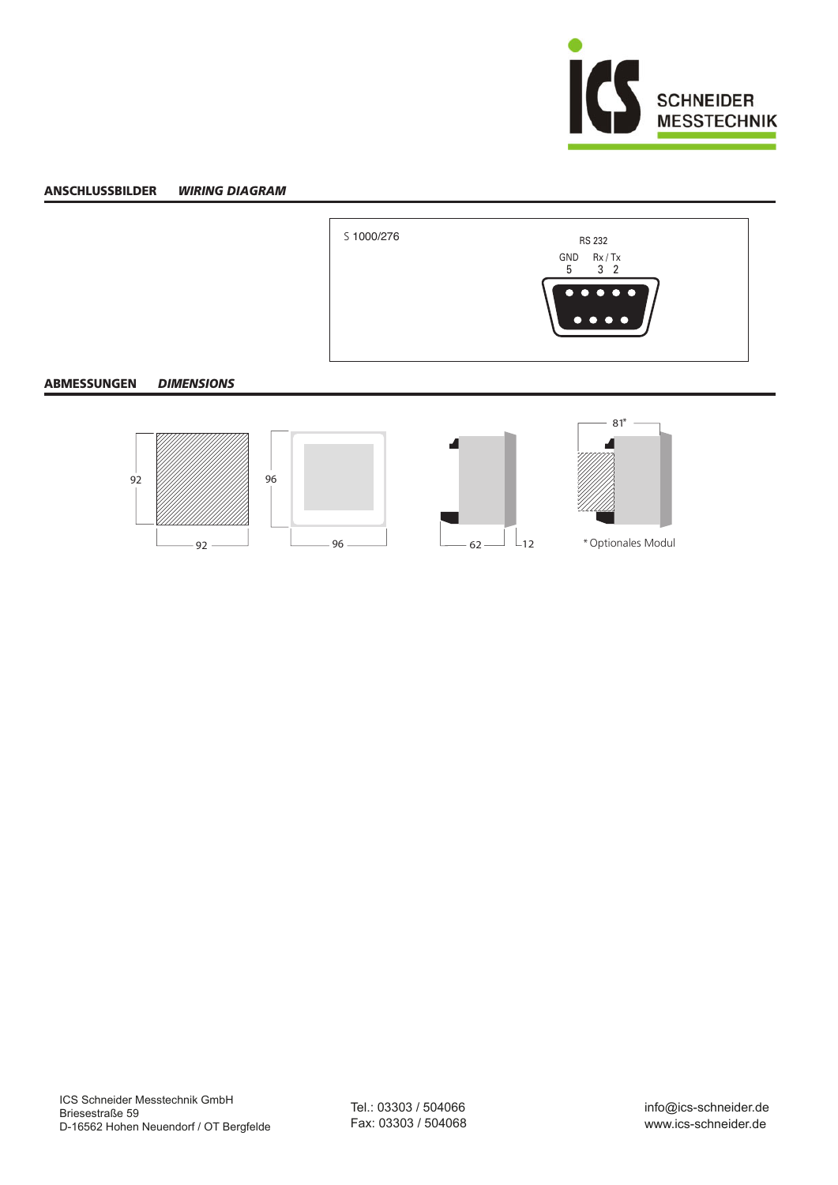## ANSCHLUSSBILDER *WIRING DIAGRAM*

S 1000/276

RS 232

GND 5

Rx / Tx 3 2

## ABMESSUNGEN *DIMENSIONS*

92

92

96

96

62

12

81*

* Optionales Modul

ICS Schneider Messtechnik GmbH
Briesestraße 59
D-16562 Hohen Neuendorf / OT Bergfelde

Tel.: 03303 / 504066
Fax: 03303 / 504068

info@ics-schneider.de
www.ics-schneider.de